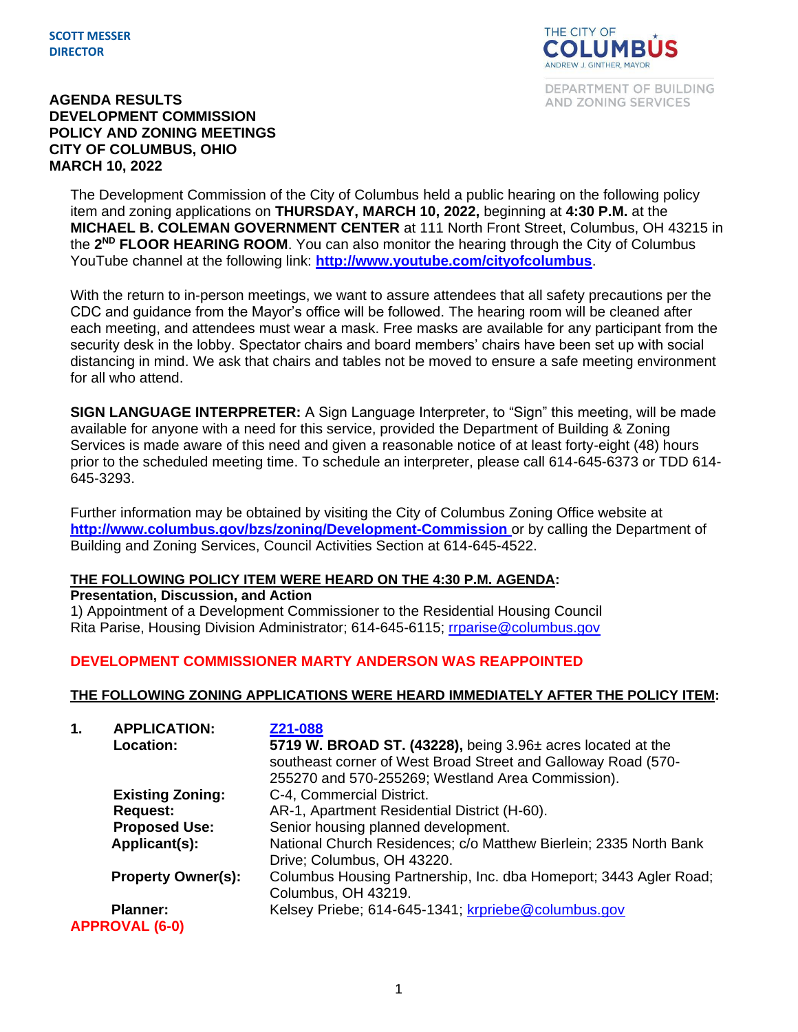**SCOTT MESSER**
**DIRECTOR**

THE CITY OF COLUMBUS
ANDREW J. GINTHER, MAYOR

DEPARTMENT OF BUILDING AND ZONING SERVICES

# AGENDA RESULTS DEVELOPMENT COMMISSION POLICY AND ZONING MEETINGS CITY OF COLUMBUS, OHIO MARCH 10, 2022

The Development Commission of the City of Columbus held a public hearing on the following policy item and zoning applications on **THURSDAY, MARCH 10, 2022,** beginning at **4:30 P.M.** at the **MICHAEL B. COLEMAN GOVERNMENT CENTER** at 111 North Front Street, Columbus, OH 43215 in the **2ND FLOOR HEARING ROOM**. You can also monitor the hearing through the City of Columbus YouTube channel at the following link: **http://www.youtube.com/cityofcolumbus**.

With the return to in-person meetings, we want to assure attendees that all safety precautions per the CDC and guidance from the Mayor's office will be followed. The hearing room will be cleaned after each meeting, and attendees must wear a mask. Free masks are available for any participant from the security desk in the lobby. Spectator chairs and board members' chairs have been set up with social distancing in mind. We ask that chairs and tables not be moved to ensure a safe meeting environment for all who attend.

**SIGN LANGUAGE INTERPRETER:** A Sign Language Interpreter, to "Sign" this meeting, will be made available for anyone with a need for this service, provided the Department of Building & Zoning Services is made aware of this need and given a reasonable notice of at least forty-eight (48) hours prior to the scheduled meeting time. To schedule an interpreter, please call 614-645-6373 or TDD 614-645-3293.

Further information may be obtained by visiting the City of Columbus Zoning Office website at **http://www.columbus.gov/bzs/zoning/Development-Commission** or by calling the Department of Building and Zoning Services, Council Activities Section at 614-645-4522.

**THE FOLLOWING POLICY ITEM WERE HEARD ON THE 4:30 P.M. AGENDA:**

**Presentation, Discussion, and Action**

1) Appointment of a Development Commissioner to the Residential Housing Council
Rita Parise, Housing Division Administrator; 614-645-6115; rrparise@columbus.gov

**DEVELOPMENT COMMISSIONER MARTY ANDERSON WAS REAPPOINTED**

**THE FOLLOWING ZONING APPLICATIONS WERE HEARD IMMEDIATELY AFTER THE POLICY ITEM:**

**1. APPLICATION:** **Z21-088**
**Location:** **5719 W. BROAD ST. (43228),** being 3.96± acres located at the southeast corner of West Broad Street and Galloway Road (570-255270 and 570-255269; Westland Area Commission).
**Existing Zoning:** C-4, Commercial District.
**Request:** AR-1, Apartment Residential District (H-60).
**Proposed Use:** Senior housing planned development.
**Applicant(s):** National Church Residences; c/o Matthew Bierlein; 2335 North Bank Drive; Columbus, OH 43220.
**Property Owner(s):** Columbus Housing Partnership, Inc. dba Homeport; 3443 Agler Road; Columbus, OH 43219.
**Planner:** Kelsey Priebe; 614-645-1341; krpriebe@columbus.gov

**APPROVAL (6-0)**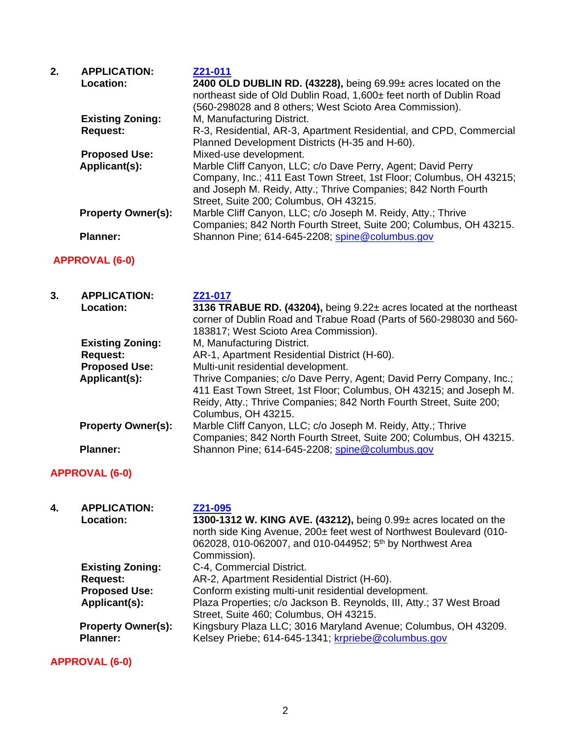**2. APPLICATION:** [Z21-011]

**Location:** **2400 OLD DUBLIN RD. (43228),** being 69.99± acres located on the northeast side of Old Dublin Road, 1,600± feet north of Dublin Road (560-298028 and 8 others; West Scioto Area Commission).

**Existing Zoning:** M, Manufacturing District.

**Request:** R-3, Residential, AR-3, Apartment Residential, and CPD, Commercial Planned Development Districts (H-35 and H-60).

**Proposed Use:** Mixed-use development.

**Applicant(s):** Marble Cliff Canyon, LLC; c/o Dave Perry, Agent; David Perry Company, Inc.; 411 East Town Street, 1st Floor; Columbus, OH 43215; and Joseph M. Reidy, Atty.; Thrive Companies; 842 North Fourth Street, Suite 200; Columbus, OH 43215.

**Property Owner(s):** Marble Cliff Canyon, LLC; c/o Joseph M. Reidy, Atty.; Thrive Companies; 842 North Fourth Street, Suite 200; Columbus, OH 43215.

**Planner:** Shannon Pine; 614-645-2208; spine@columbus.gov

**APPROVAL (6-0)**

**3. APPLICATION:** [Z21-017]

**Location:** **3136 TRABUE RD. (43204),** being 9.22± acres located at the northeast corner of Dublin Road and Trabue Road (Parts of 560-298030 and 560-183817; West Scioto Area Commission).

**Existing Zoning:** M, Manufacturing District.

**Request:** AR-1, Apartment Residential District (H-60).

**Proposed Use:** Multi-unit residential development.

**Applicant(s):** Thrive Companies; c/o Dave Perry, Agent; David Perry Company, Inc.; 411 East Town Street, 1st Floor; Columbus, OH 43215; and Joseph M. Reidy, Atty.; Thrive Companies; 842 North Fourth Street, Suite 200; Columbus, OH 43215.

**Property Owner(s):** Marble Cliff Canyon, LLC; c/o Joseph M. Reidy, Atty.; Thrive Companies; 842 North Fourth Street, Suite 200; Columbus, OH 43215.

**Planner:** Shannon Pine; 614-645-2208; spine@columbus.gov

**APPROVAL (6-0)**

**4. APPLICATION:** [Z21-095]

**Location:** **1300-1312 W. KING AVE. (43212),** being 0.99± acres located on the north side King Avenue, 200± feet west of Northwest Boulevard (010-062028, 010-062007, and 010-044952; 5th by Northwest Area Commission).

**Existing Zoning:** C-4, Commercial District.

**Request:** AR-2, Apartment Residential District (H-60).

**Proposed Use:** Conform existing multi-unit residential development.

**Applicant(s):** Plaza Properties; c/o Jackson B. Reynolds, III, Atty.; 37 West Broad Street, Suite 460; Columbus, OH 43215.

**Property Owner(s):** Kingsbury Plaza LLC; 3016 Maryland Avenue; Columbus, OH 43209.

**Planner:** Kelsey Priebe; 614-645-1341; krpriebe@columbus.gov

**APPROVAL (6-0)**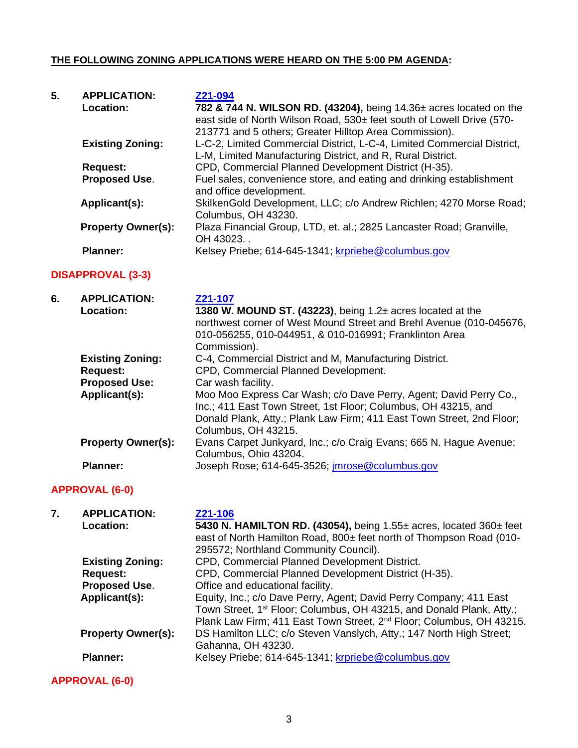**THE FOLLOWING ZONING APPLICATIONS WERE HEARD ON THE 5:00 PM AGENDA:**

**5. APPLICATION:** [Z21-094](#)
**Location:** **782 & 744 N. WILSON RD. (43204),** being 14.36± acres located on the east side of North Wilson Road, 530± feet south of Lowell Drive (570-213771 and 5 others; Greater Hilltop Area Commission).
**Existing Zoning:** L-C-2, Limited Commercial District, L-C-4, Limited Commercial District, L-M, Limited Manufacturing District, and R, Rural District.
**Request:** CPD, Commercial Planned Development District (H-35).
**Proposed Use.** Fuel sales, convenience store, and eating and drinking establishment and office development.
**Applicant(s):** SkilkenGold Development, LLC; c/o Andrew Richlen; 4270 Morse Road; Columbus, OH 43230.
**Property Owner(s):** Plaza Financial Group, LTD, et. al.; 2825 Lancaster Road; Granville, OH 43023. .
**Planner:** Kelsey Priebe; 614-645-1341; krpriebe@columbus.gov

**DISAPPROVAL (3-3)**

**6. APPLICATION:** [Z21-107](#)
**Location:** **1380 W. MOUND ST. (43223)**, being 1.2± acres located at the northwest corner of West Mound Street and Brehl Avenue (010-045676, 010-056255, 010-044951, & 010-016991; Franklinton Area Commission).
**Existing Zoning:** C-4, Commercial District and M, Manufacturing District.
**Request:** CPD, Commercial Planned Development.
**Proposed Use:** Car wash facility.
**Applicant(s):** Moo Moo Express Car Wash; c/o Dave Perry, Agent; David Perry Co., Inc.; 411 East Town Street, 1st Floor; Columbus, OH 43215, and Donald Plank, Atty.; Plank Law Firm; 411 East Town Street, 2nd Floor; Columbus, OH 43215.
**Property Owner(s):** Evans Carpet Junkyard, Inc.; c/o Craig Evans; 665 N. Hague Avenue; Columbus, Ohio 43204.
**Planner:** Joseph Rose; 614-645-3526; jmrose@columbus.gov

**APPROVAL (6-0)**

**7. APPLICATION:** [Z21-106](#)
**Location:** **5430 N. HAMILTON RD. (43054),** being 1.55± acres, located 360± feet east of North Hamilton Road, 800± feet north of Thompson Road (010-295572; Northland Community Council).
**Existing Zoning:** CPD, Commercial Planned Development District.
**Request:** CPD, Commercial Planned Development District (H-35).
**Proposed Use.** Office and educational facility.
**Applicant(s):** Equity, Inc.; c/o Dave Perry, Agent; David Perry Company; 411 East Town Street, 1st Floor; Columbus, OH 43215, and Donald Plank, Atty.; Plank Law Firm; 411 East Town Street, 2nd Floor; Columbus, OH 43215.
**Property Owner(s):** DS Hamilton LLC; c/o Steven Vanslych, Atty.; 147 North High Street; Gahanna, OH 43230.
**Planner:** Kelsey Priebe; 614-645-1341; krpriebe@columbus.gov

**APPROVAL (6-0)**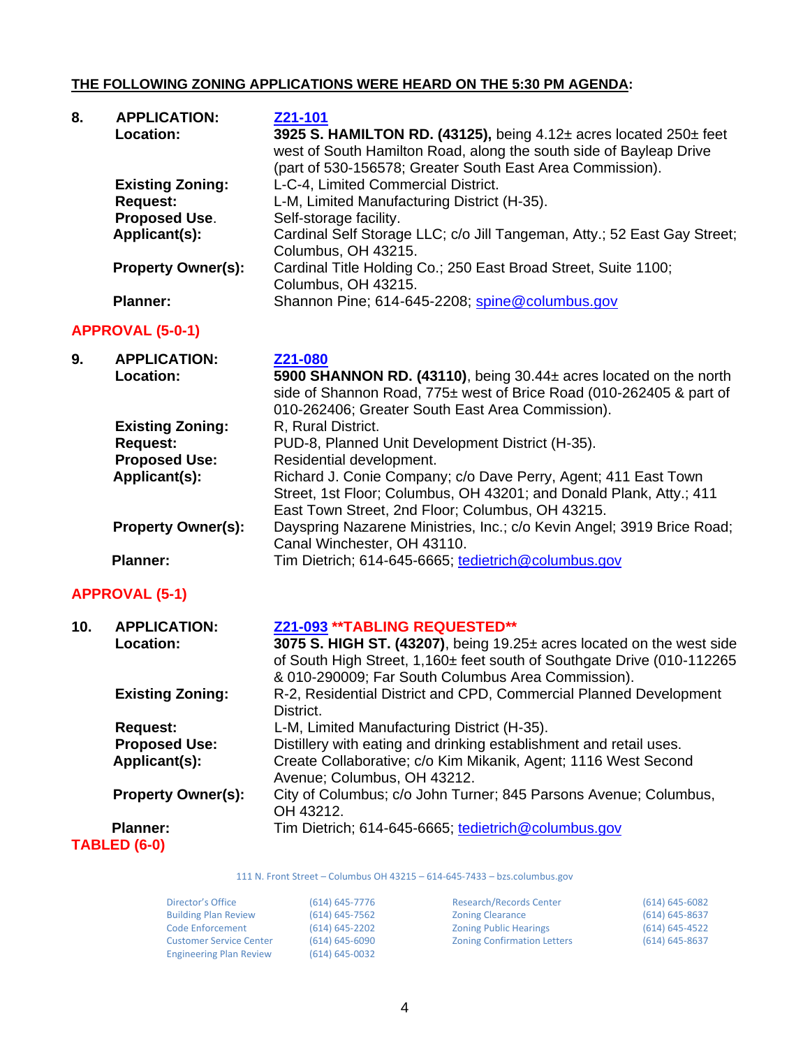**THE FOLLOWING ZONING APPLICATIONS WERE HEARD ON THE 5:30 PM AGENDA:**

| | | |
|---|---|---|
| **8.** | **APPLICATION:** | **Z21-101** |
| | **Location:** | **3925 S. HAMILTON RD. (43125),** being 4.12± acres located 250± feet west of South Hamilton Road, along the south side of Bayleap Drive (part of 530-156578; Greater South East Area Commission). |
| | **Existing Zoning:** | L-C-4, Limited Commercial District. |
| | **Request:** | L-M, Limited Manufacturing District (H-35). |
| | **Proposed Use.** | Self-storage facility. |
| | **Applicant(s):** | Cardinal Self Storage LLC; c/o Jill Tangeman, Atty.; 52 East Gay Street; Columbus, OH 43215. |
| | **Property Owner(s):** | Cardinal Title Holding Co.; 250 East Broad Street, Suite 1100; Columbus, OH 43215. |
| | **Planner:** | Shannon Pine; 614-645-2208; spine@columbus.gov |

**APPROVAL (5-0-1)**

| | | |
|---|---|---|
| **9.** | **APPLICATION:** | **Z21-080** |
| | **Location:** | **5900 SHANNON RD. (43110)**, being 30.44± acres located on the north side of Shannon Road, 775± west of Brice Road (010-262405 & part of 010-262406; Greater South East Area Commission). |
| | **Existing Zoning:** | R, Rural District. |
| | **Request:** | PUD-8, Planned Unit Development District (H-35). |
| | **Proposed Use:** | Residential development. |
| | **Applicant(s):** | Richard J. Conie Company; c/o Dave Perry, Agent; 411 East Town Street, 1st Floor; Columbus, OH 43201; and Donald Plank, Atty.; 411 East Town Street, 2nd Floor; Columbus, OH 43215. |
| | **Property Owner(s):** | Dayspring Nazarene Ministries, Inc.; c/o Kevin Angel; 3919 Brice Road; Canal Winchester, OH 43110. |
| | **Planner:** | Tim Dietrich; 614-645-6665; tedietrich@columbus.gov |

**APPROVAL (5-1)**

| | | |
|---|---|---|
| **10.** | **APPLICATION:** | **Z21-093 \*\*TABLING REQUESTED\*\*** |
| | **Location:** | **3075 S. HIGH ST. (43207)**, being 19.25± acres located on the west side of South High Street, 1,160± feet south of Southgate Drive (010-112265 & 010-290009; Far South Columbus Area Commission). |
| | **Existing Zoning:** | R-2, Residential District and CPD, Commercial Planned Development District. |
| | **Request:** | L-M, Limited Manufacturing District (H-35). |
| | **Proposed Use:** | Distillery with eating and drinking establishment and retail uses. |
| | **Applicant(s):** | Create Collaborative; c/o Kim Mikanik, Agent; 1116 West Second Avenue; Columbus, OH 43212. |
| | **Property Owner(s):** | City of Columbus; c/o John Turner; 845 Parsons Avenue; Columbus, OH 43212. |
| | **Planner:** | Tim Dietrich; 614-645-6665; tedietrich@columbus.gov |

**TABLED (6-0)**